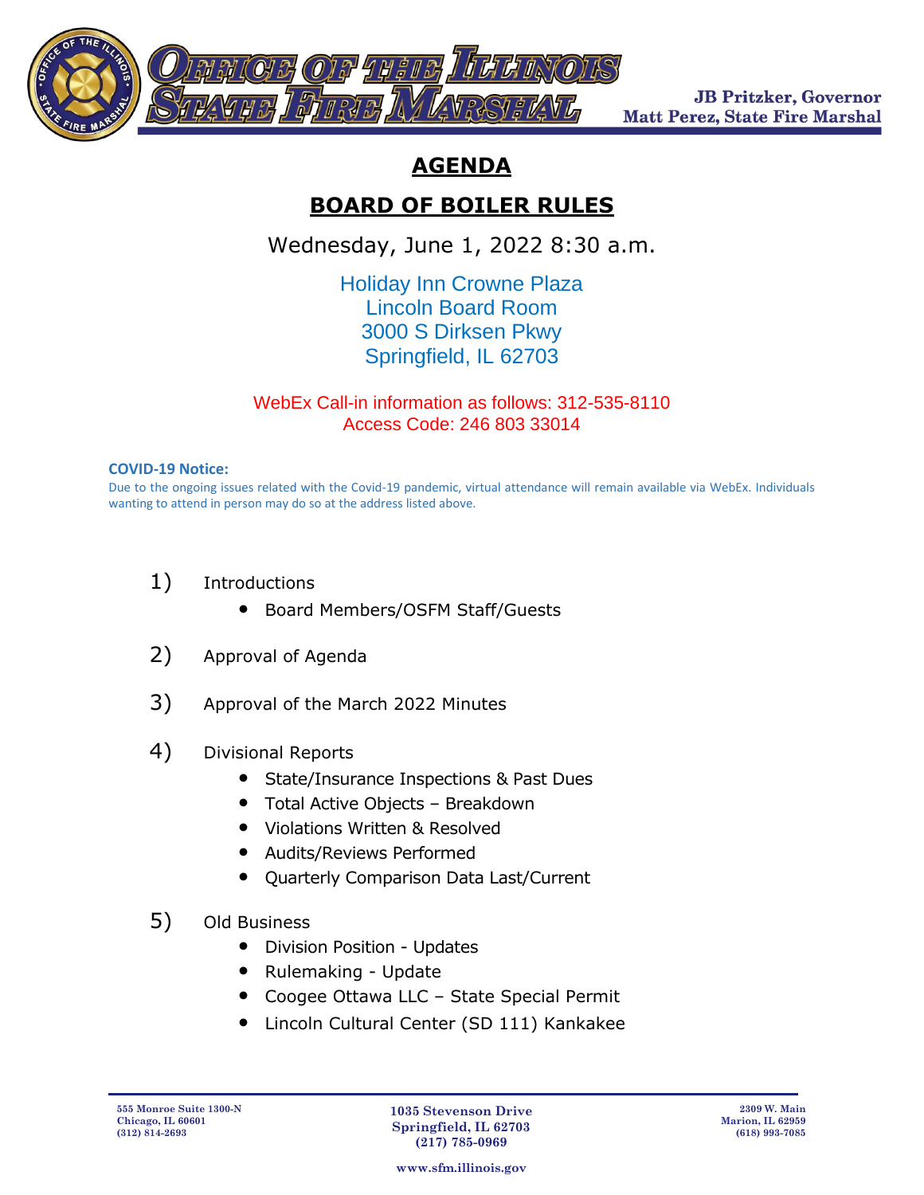# OFFICE OF THE ILLINOIS STATE FIRE MARSHAL

JB Pritzker, Governor
Matt Perez, State Fire Marshal

## AGENDA

## BOARD OF BOILER RULES

Wednesday, June 1, 2022 8:30 a.m.

Holiday Inn Crowne Plaza
Lincoln Board Room
3000 S Dirksen Pkwy
Springfield, IL 62703

WebEx Call-in information as follows: 312-535-8110
Access Code: 246 803 33014

**COVID-19 Notice:**
Due to the ongoing issues related with the Covid-19 pandemic, virtual attendance will remain available via WebEx. Individuals wanting to attend in person may do so at the address listed above.

1) Introductions
   - Board Members/OSFM Staff/Guests

2) Approval of Agenda

3) Approval of the March 2022 Minutes

4) Divisional Reports
   - State/Insurance Inspections & Past Dues
   - Total Active Objects – Breakdown
   - Violations Written & Resolved
   - Audits/Reviews Performed
   - Quarterly Comparison Data Last/Current

5) Old Business
   - Division Position - Updates
   - Rulemaking - Update
   - Coogee Ottawa LLC – State Special Permit
   - Lincoln Cultural Center (SD 111) Kankakee

555 Monroe Suite 1300-N
Chicago, IL 60601
(312) 814-2693

1035 Stevenson Drive
Springfield, IL 62703
(217) 785-0969

2309 W. Main
Marion, IL 62959
(618) 993-7085

www.sfm.illinois.gov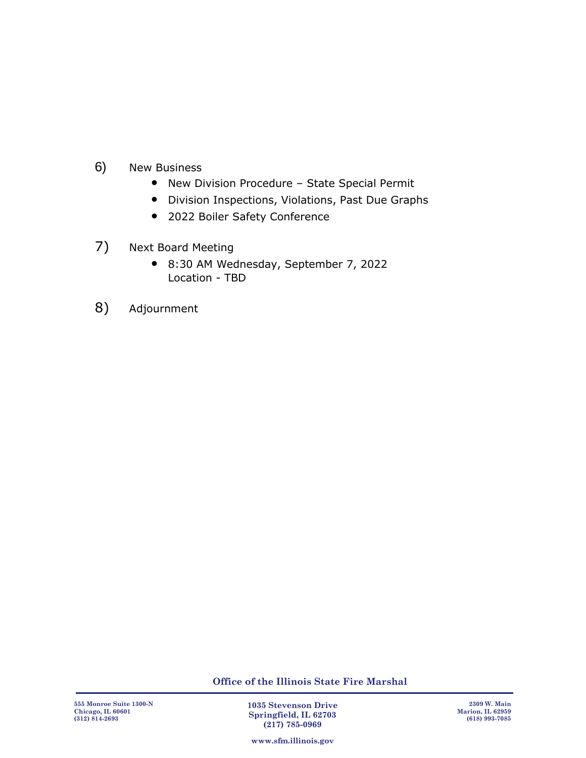6) New Business
   - New Division Procedure – State Special Permit
   - Division Inspections, Violations, Past Due Graphs
   - 2022 Boiler Safety Conference

7) Next Board Meeting
   - 8:30 AM Wednesday, September 7, 2022
     Location - TBD

8) Adjournment